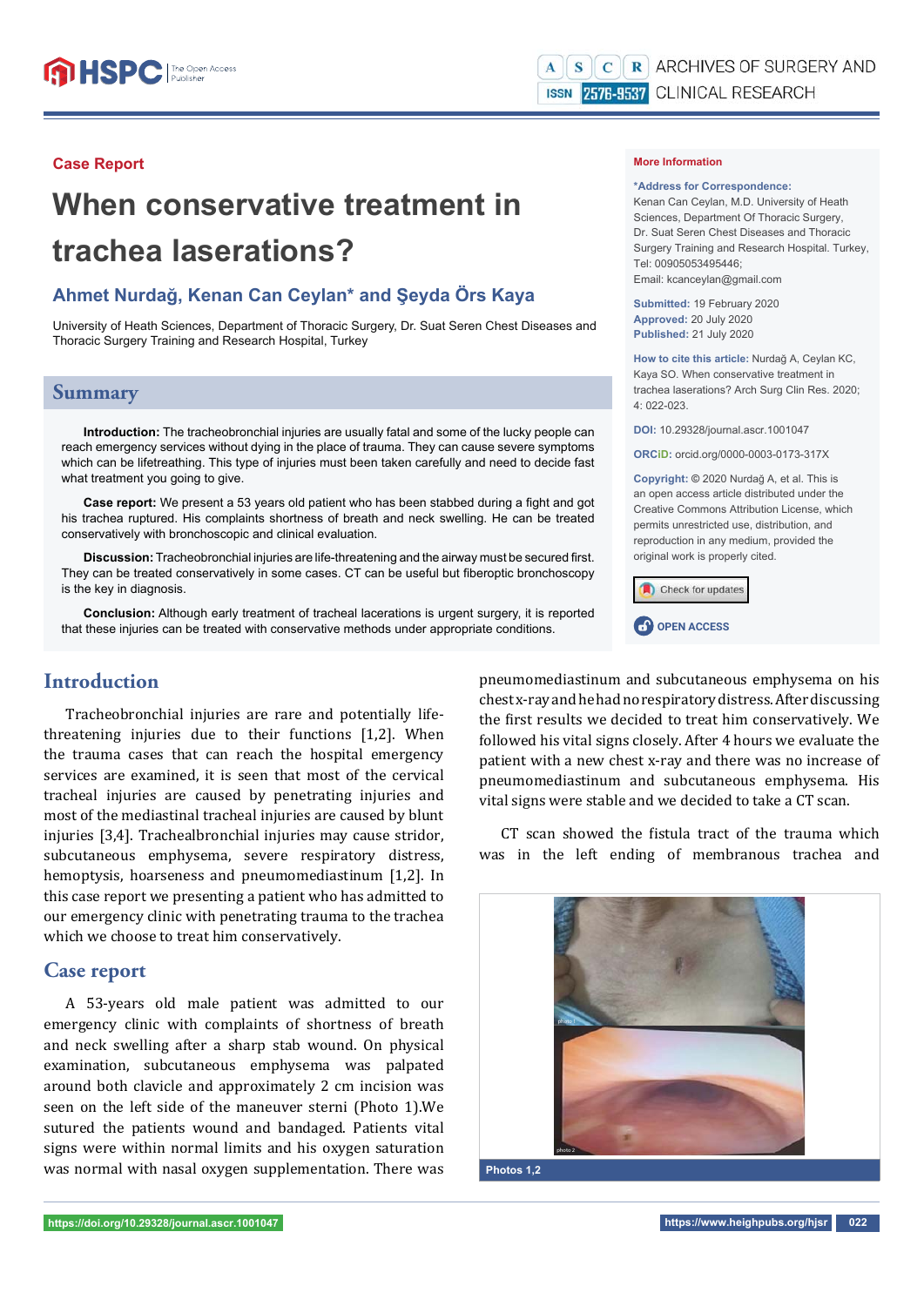Case Report

# When conservative treatment in trachea laserations?

## Ahmet Nurdağ, Kenan Can Ceylan* and Şeyda Örs Kaya

University of Heath Sciences, Department of Thoracic Surgery, Dr. Suat Seren Chest Diseases and Thoracic Surgery Training and Research Hospital, Turkey

**More Information**

***Address for Correspondence:** Kenan Can Ceylan, M.D. University of Heath Sciences, Department Of Thoracic Surgery, Dr. Suat Seren Chest Diseases and Thoracic Surgery Training and Research Hospital. Turkey, Tel: 00905053495446; Email: kcanceylan@gmail.com

**Submitted:** 19 February 2020
**Approved:** 20 July 2020
**Published:** 21 July 2020

**How to cite this article:** Nurdağ A, Ceylan KC, Kaya SO. When conservative treatment in trachea laserations? Arch Surg Clin Res. 2020; 4: 022-023.

**DOI:** 10.29328/journal.ascr.1001047

**ORCiD:** orcid.org/0000-0003-0173-317X

**Copyright:** © 2020 Nurdağ A, et al. This is an open access article distributed under the Creative Commons Attribution License, which permits unrestricted use, distribution, and reproduction in any medium, provided the original work is properly cited.

OPEN ACCESS

## Summary

**Introduction:** The tracheobronchial injuries are usually fatal and some of the lucky people can reach emergency services without dying in the place of trauma. They can cause severe symptoms which can be lifetreathing. This type of injuries must been taken carefully and need to decide fast what treatment you going to give.

**Case report:** We present a 53 years old patient who has been stabbed during a fight and got his trachea ruptured. His complaints shortness of breath and neck swelling. He can be treated conservatively with bronchoscopic and clinical evaluation.

**Discussion:** Tracheobronchial injuries are life-threatening and the airway must be secured first. They can be treated conservatively in some cases. CT can be useful but fiberoptic bronchoscopy is the key in diagnosis.

**Conclusion:** Although early treatment of tracheal lacerations is urgent surgery, it is reported that these injuries can be treated with conservative methods under appropriate conditions.

## Introduction

Tracheobronchial injuries are rare and potentially life-threatening injuries due to their functions [1,2]. When the trauma cases that can reach the hospital emergency services are examined, it is seen that most of the cervical tracheal injuries are caused by penetrating injuries and most of the mediastinal tracheal injuries are caused by blunt injuries [3,4]. Trachealbronchial injuries may cause stridor, subcutaneous emphysema, severe respiratory distress, hemoptysis, hoarseness and pneumomediastinum [1,2]. In this case report we presenting a patient who has admitted to our emergency clinic with penetrating trauma to the trachea which we choose to treat him conservatively.

## Case report

A 53-years old male patient was admitted to our emergency clinic with complaints of shortness of breath and neck swelling after a sharp stab wound. On physical examination, subcutaneous emphysema was palpated around both clavicle and approximately 2 cm incision was seen on the left side of the maneuver sterni (Photo 1).We sutured the patients wound and bandaged. Patients vital signs were within normal limits and his oxygen saturation was normal with nasal oxygen supplementation. There was pneumomediastinum and subcutaneous emphysema on his chest x-ray and he had no respiratory distress. After discussing the first results we decided to treat him conservatively. We followed his vital signs closely. After 4 hours we evaluate the patient with a new chest x-ray and there was no increase of pneumomediastinum and subcutaneous emphysema. His vital signs were stable and we decided to take a CT scan.

CT scan showed the fistula tract of the trauma which was in the left ending of membranous trachea and

Photos 1,2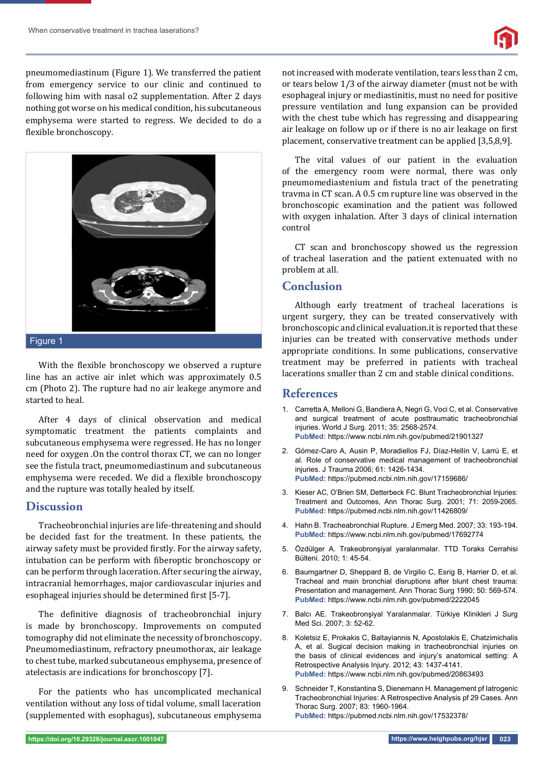pneumomediastinum (Figure 1). We transferred the patient from emergency service to our clinic and continued to following him with nasal o2 supplementation. After 2 days nothing got worse on his medical condition, his subcutaneous emphysema were started to regress. We decided to do a flexible bronchoscopy.

Figure 1

With the flexible bronchoscopy we observed a rupture line has an active air inlet which was approximately 0.5 cm (Photo 2). The rupture had no air leakege anymore and started to heal.

After 4 days of clinical observation and medical symptomatic treatment the patients complaints and subcutaneous emphysema were regressed. He has no longer need for oxygen .On the control thorax CT, we can no longer see the fistula tract, pneumomediastinum and subcutaneous emphysema were receded. We did a flexible bronchoscopy and the rupture was totally healed by itself.

## Discussion

Tracheobronchial injuries are life-threatening and should be decided fast for the treatment. In these patients, the airway safety must be provided firstly. For the airway safety, intubation can be perform with fiberoptic bronchoscopy or can be perform through laceration. After securing the airway, intracranial hemorrhages, major cardiovascular injuries and esophageal injuries should be determined first [5-7].

The definitive diagnosis of tracheobronchial injury is made by bronchoscopy. Improvements on computed tomography did not eliminate the necessity of bronchoscopy. Pneumomediastinum, refractory pneumothorax, air leakage to chest tube, marked subcutaneous emphysema, presence of atelectasis are indications for bronchoscopy [7].

For the patients who has uncomplicated mechanical ventilation without any loss of tidal volume, small laceration (supplemented with esophagus), subcutaneous emphysema not increased with moderate ventilation, tears less than 2 cm, or tears below 1/3 of the airway diameter (must not be with esophageal injury or mediastinitis, must no need for positive pressure ventilation and lung expansion can be provided with the chest tube which has regressing and disappearing air leakage on follow up or if there is no air leakage on first placement, conservative treatment can be applied [3,5,8,9].

The vital values of our patient in the evaluation of the emergency room were normal, there was only pneumomediastenium and fistula tract of the penetrating travma in CT scan. A 0.5 cm rupture line was observed in the bronchoscopic examination and the patient was followed with oxygen inhalation. After 3 days of clinical internation control

CT scan and bronchoscopy showed us the regression of tracheal laseration and the patient extenuated with no problem at all.

## Conclusion

Although early treatment of tracheal lacerations is urgent surgery, they can be treated conservatively with bronchoscopic and clinical evaluation.it is reported that these injuries can be treated with conservative methods under appropriate conditions. In some publications, conservative treatment may be preferred in patients with tracheal lacerations smaller than 2 cm and stable clinical conditions.

## References

1. Carretta A, Melloni G, Bandiera A, Negri G, Voci C, et al. Conservative and surgical treatment of acute posttraumatic tracheobronchial injuries. World J Surg. 2011; 35: 2568-2574. **PubMed:** https://www.ncbi.nlm.nih.gov/pubmed/21901327
2. Gómez-Caro A, Ausin P, Moradiellos FJ, Díaz-Hellín V, Larrú E, et al. Role of conservative medical management of tracheobronchial injuries. J Trauma 2006; 61: 1426-1434. **PubMed:** https://pubmed.ncbi.nlm.nih.gov/17159686/
3. Kieser AC, O'Brien SM, Detterbeck FC. Blunt Tracheobronchial Injuries: Treatment and Outcomes, Ann Thorac Surg. 2001; 71: 2059-2065. **PubMed:** https://pubmed.ncbi.nlm.nih.gov/11426809/
4. Hahn B. Tracheabronchial Rupture. J Emerg Med. 2007; 33: 193-194. **PubMed:** https://www.ncbi.nlm.nih.gov/pubmed/17692774
5. Özdülger A. Trakeobronşiyal yaralanmalar. TTD Toraks Cerrahisi Bülteni. 2010; 1: 45-54.
6. Baumgartner D, Sheppard B, de Virgilio C, Esrig B, Harrier D, et al. Tracheal and main bronchial disruptions after blunt chest trauma: Presentation and management. Ann Thorac Surg 1990; 50: 569-574. **PubMed:** https://www.ncbi.nlm.nih.gov/pubmed/2222045
7. Balcı AE. Trakeobronşiyal Yaralanmalar. Türkiye Klinikleri J Surg Med Sci. 2007; 3: 52-62.
8. Koletsiz E, Prokakis C, Baltayiannis N, Apostolakis E, Chatzimichalis A, et al. Sugical decision making in tracheobronchial injuries on the basis of clinical evidences and injury's anatomical setting: A Retrospective Analysis Injury. 2012; 43: 1437-4141. **PubMed:** https://www.ncbi.nlm.nih.gov/pubmed/20863493
9. Schneider T, Konstantina S, Dienemann H. Management pf Iatrogenic Tracheobronchial Injuries: A Retrospective Analysis pf 29 Cases. Ann Thorac Surg. 2007; 83: 1960-1964. **PubMed:** https://pubmed.ncbi.nlm.nih.gov/17532378/